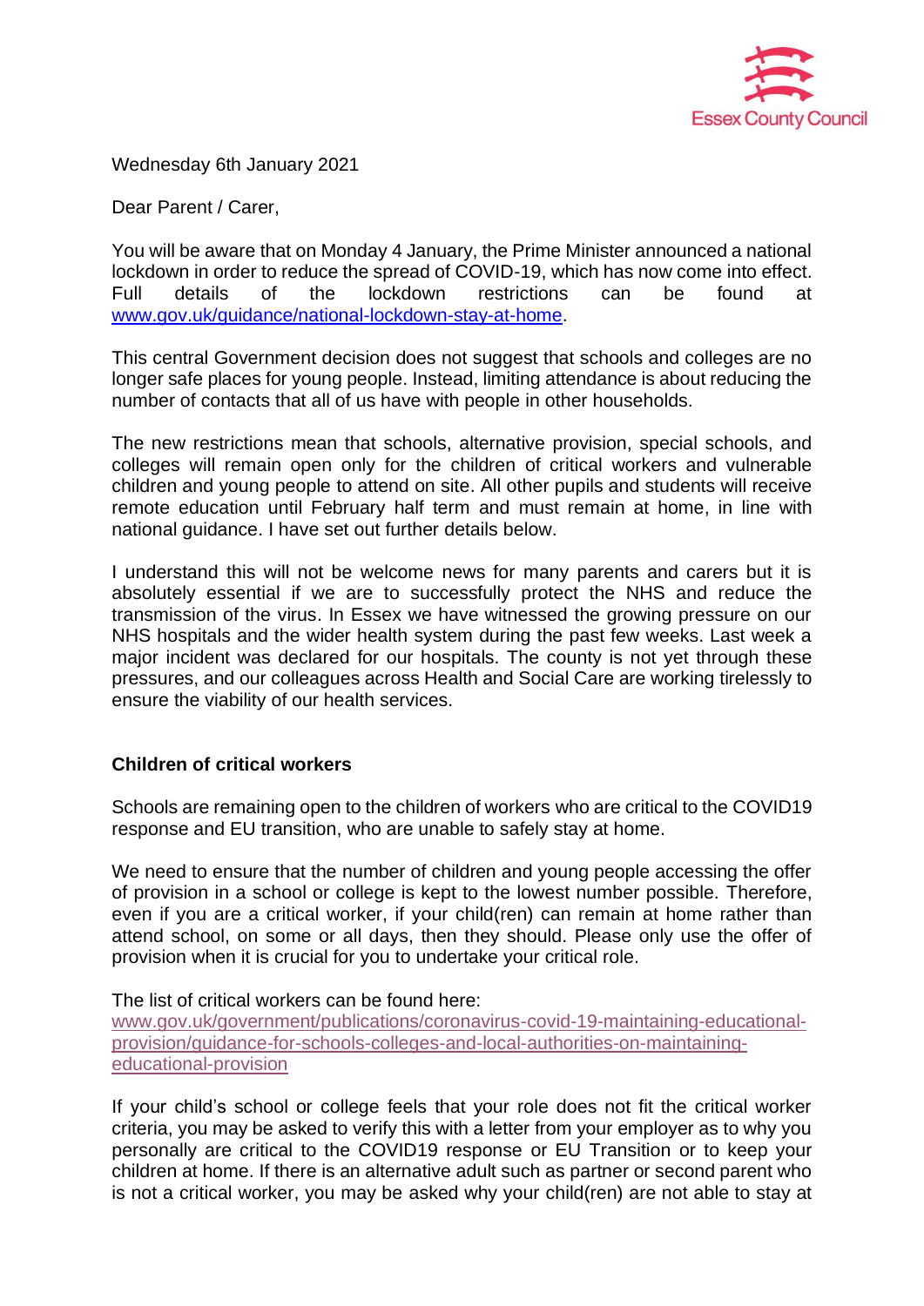Essex County Council

Wednesday 6th January 2021

Dear Parent / Carer,

You will be aware that on Monday 4 January, the Prime Minister announced a national lockdown in order to reduce the spread of COVID-19, which has now come into effect. Full details of the lockdown restrictions can be found at www.gov.uk/guidance/national-lockdown-stay-at-home.

This central Government decision does not suggest that schools and colleges are no longer safe places for young people. Instead, limiting attendance is about reducing the number of contacts that all of us have with people in other households.

The new restrictions mean that schools, alternative provision, special schools, and colleges will remain open only for the children of critical workers and vulnerable children and young people to attend on site. All other pupils and students will receive remote education until February half term and must remain at home, in line with national guidance. I have set out further details below.

I understand this will not be welcome news for many parents and carers but it is absolutely essential if we are to successfully protect the NHS and reduce the transmission of the virus. In Essex we have witnessed the growing pressure on our NHS hospitals and the wider health system during the past few weeks. Last week a major incident was declared for our hospitals. The county is not yet through these pressures, and our colleagues across Health and Social Care are working tirelessly to ensure the viability of our health services.

**Children of critical workers**

Schools are remaining open to the children of workers who are critical to the COVID19 response and EU transition, who are unable to safely stay at home.

We need to ensure that the number of children and young people accessing the offer of provision in a school or college is kept to the lowest number possible. Therefore, even if you are a critical worker, if your child(ren) can remain at home rather than attend school, on some or all days, then they should. Please only use the offer of provision when it is crucial for you to undertake your critical role.

The list of critical workers can be found here:
www.gov.uk/government/publications/coronavirus-covid-19-maintaining-educational-provision/guidance-for-schools-colleges-and-local-authorities-on-maintaining-educational-provision

If your child's school or college feels that your role does not fit the critical worker criteria, you may be asked to verify this with a letter from your employer as to why you personally are critical to the COVID19 response or EU Transition or to keep your children at home. If there is an alternative adult such as partner or second parent who is not a critical worker, you may be asked why your child(ren) are not able to stay at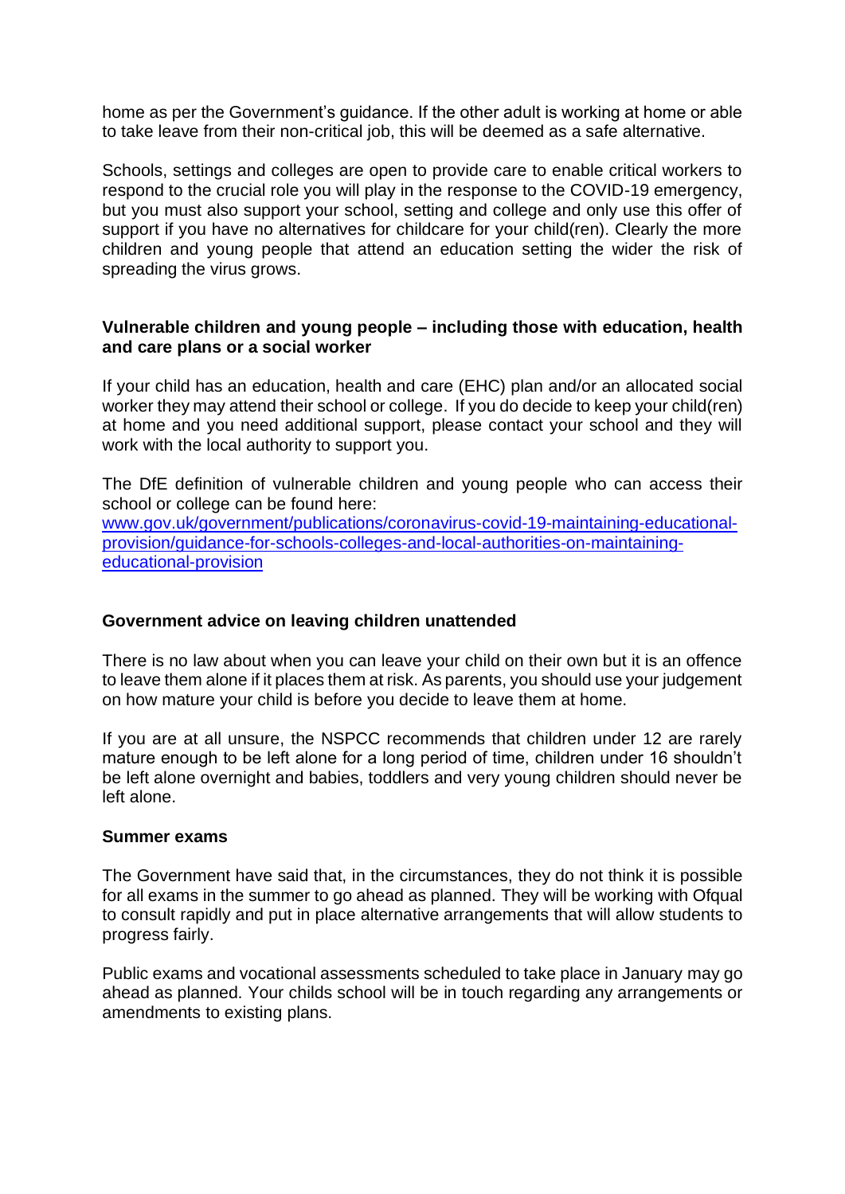home as per the Government's guidance. If the other adult is working at home or able to take leave from their non-critical job, this will be deemed as a safe alternative.

Schools, settings and colleges are open to provide care to enable critical workers to respond to the crucial role you will play in the response to the COVID-19 emergency, but you must also support your school, setting and college and only use this offer of support if you have no alternatives for childcare for your child(ren). Clearly the more children and young people that attend an education setting the wider the risk of spreading the virus grows.

**Vulnerable children and young people – including those with education, health and care plans or a social worker**

If your child has an education, health and care (EHC) plan and/or an allocated social worker they may attend their school or college. If you do decide to keep your child(ren) at home and you need additional support, please contact your school and they will work with the local authority to support you.

The DfE definition of vulnerable children and young people who can access their school or college can be found here: [www.gov.uk/government/publications/coronavirus-covid-19-maintaining-educational-provision/guidance-for-schools-colleges-and-local-authorities-on-maintaining-educational-provision](www.gov.uk/government/publications/coronavirus-covid-19-maintaining-educational-provision/guidance-for-schools-colleges-and-local-authorities-on-maintaining-educational-provision)

**Government advice on leaving children unattended**

There is no law about when you can leave your child on their own but it is an offence to leave them alone if it places them at risk. As parents, you should use your judgement on how mature your child is before you decide to leave them at home.

If you are at all unsure, the NSPCC recommends that children under 12 are rarely mature enough to be left alone for a long period of time, children under 16 shouldn't be left alone overnight and babies, toddlers and very young children should never be left alone.

**Summer exams**

The Government have said that, in the circumstances, they do not think it is possible for all exams in the summer to go ahead as planned. They will be working with Ofqual to consult rapidly and put in place alternative arrangements that will allow students to progress fairly.

Public exams and vocational assessments scheduled to take place in January may go ahead as planned. Your childs school will be in touch regarding any arrangements or amendments to existing plans.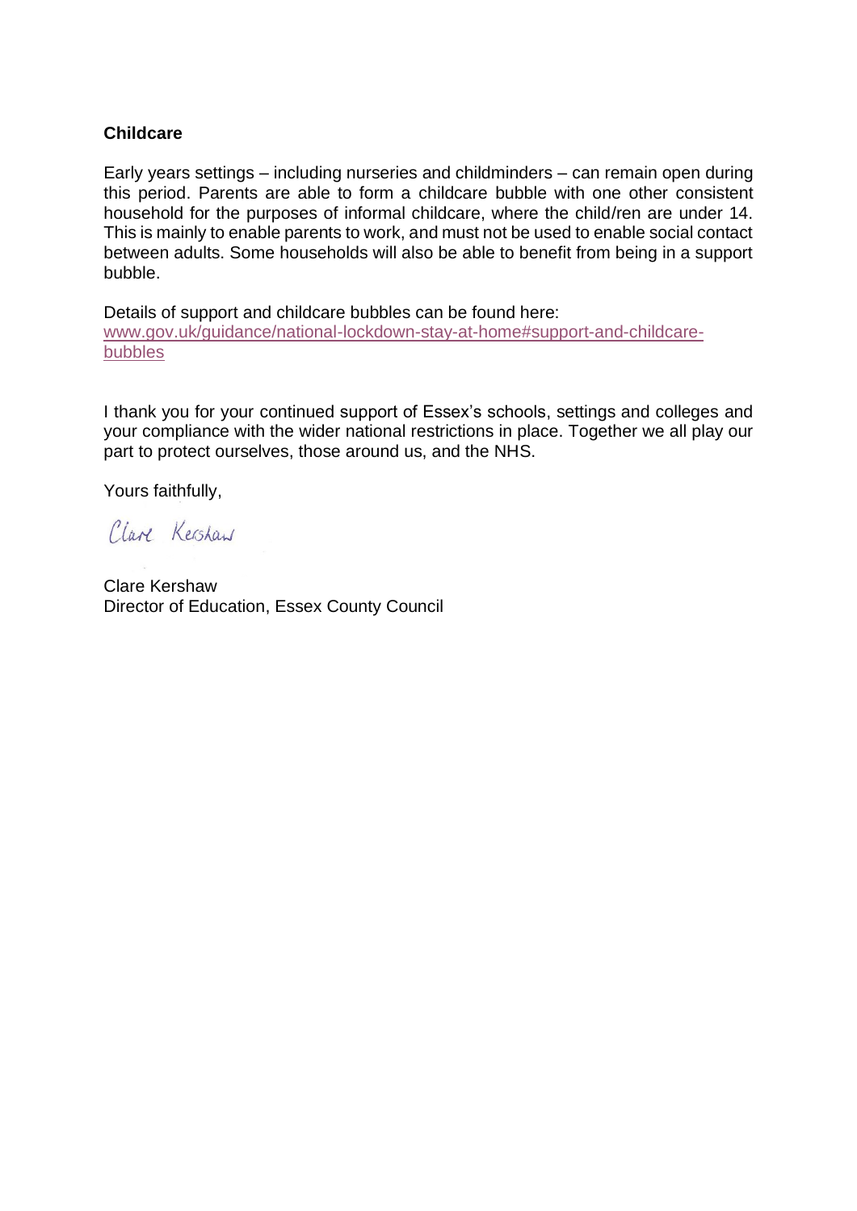**Childcare**

Early years settings – including nurseries and childminders – can remain open during this period. Parents are able to form a childcare bubble with one other consistent household for the purposes of informal childcare, where the child/ren are under 14. This is mainly to enable parents to work, and must not be used to enable social contact between adults. Some households will also be able to benefit from being in a support bubble.

Details of support and childcare bubbles can be found here:
[www.gov.uk/guidance/national-lockdown-stay-at-home#support-and-childcare-bubbles](www.gov.uk/guidance/national-lockdown-stay-at-home#support-and-childcare-bubbles)

I thank you for your continued support of Essex's schools, settings and colleges and your compliance with the wider national restrictions in place. Together we all play our part to protect ourselves, those around us, and the NHS.

Yours faithfully,

Clare Kershaw

Clare Kershaw
Director of Education, Essex County Council